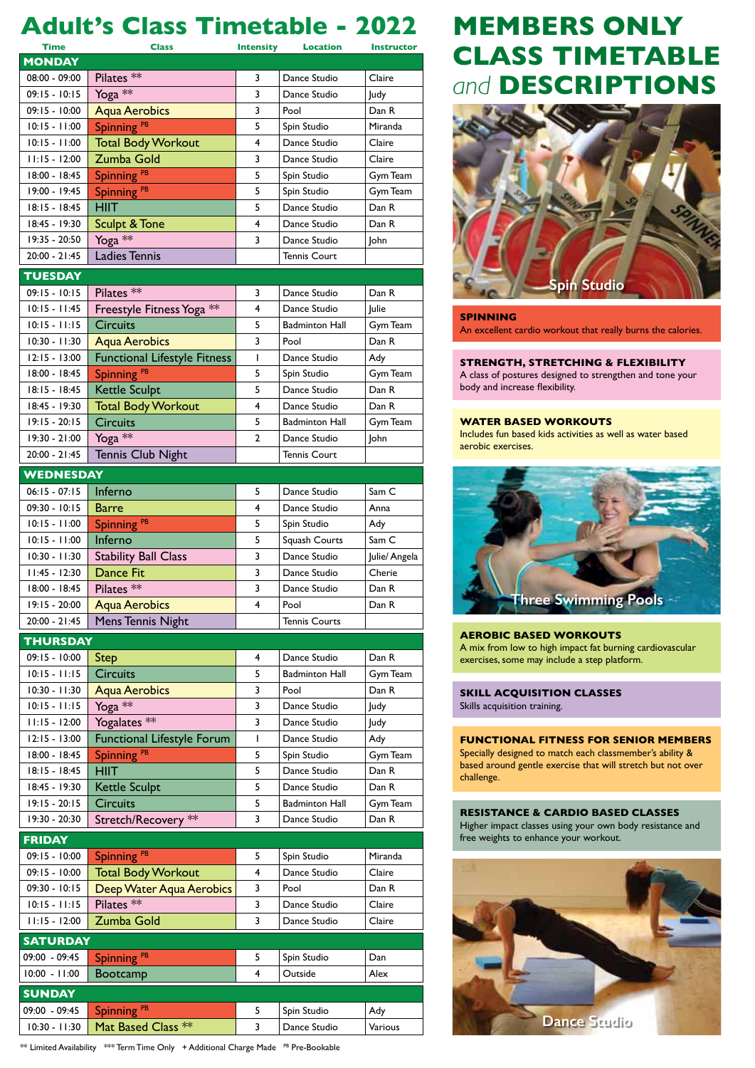# Adult's Class Timetable - 2022

| Time | Class | Intensity | Location | Instructor |
|---|---|---|---|---|
| **MONDAY** | | | | |
| 08:00 - 09:00 | Pilates ** | 3 | Dance Studio | Claire |
| 09:15 - 10:15 | Yoga ** | 3 | Dance Studio | Judy |
| 09:15 - 10:00 | Aqua Aerobics | 3 | Pool | Dan R |
| 10:15 - 11:00 | Spinning PB | 5 | Spin Studio | Miranda |
| 10:15 - 11:00 | Total Body Workout | 4 | Dance Studio | Claire |
| 11:15 - 12:00 | Zumba Gold | 3 | Dance Studio | Claire |
| 18:00 - 18:45 | Spinning PB | 5 | Spin Studio | Gym Team |
| 19:00 - 19:45 | Spinning PB | 5 | Spin Studio | Gym Team |
| 18:15 - 18:45 | HIIT | 5 | Dance Studio | Dan R |
| 18:45 - 19:30 | Sculpt & Tone | 4 | Dance Studio | Dan R |
| 19:35 - 20:50 | Yoga ** | 3 | Dance Studio | John |
| 20:00 - 21:45 | Ladies Tennis | | Tennis Court | |
| **TUESDAY** | | | | |
| 09:15 - 10:15 | Pilates ** | 3 | Dance Studio | Dan R |
| 10:15 - 11:45 | Freestyle Fitness Yoga ** | 4 | Dance Studio | Julie |
| 10:15 - 11:15 | Circuits | 5 | Badminton Hall | Gym Team |
| 10:30 - 11:30 | Aqua Aerobics | 3 | Pool | Dan R |
| 12:15 - 13:00 | Functional Lifestyle Fitness | 1 | Dance Studio | Ady |
| 18:00 - 18:45 | Spinning PB | 5 | Spin Studio | Gym Team |
| 18:15 - 18:45 | Kettle Sculpt | 5 | Dance Studio | Dan R |
| 18:45 - 19:30 | Total Body Workout | 4 | Dance Studio | Dan R |
| 19:15 - 20:15 | Circuits | 5 | Badminton Hall | Gym Team |
| 19:30 - 21:00 | Yoga ** | 2 | Dance Studio | John |
| 20:00 - 21:45 | Tennis Club Night | | Tennis Court | |
| **WEDNESDAY** | | | | |
| 06:15 - 07:15 | Inferno | 5 | Dance Studio | Sam C |
| 09:30 - 10:15 | Barre | 4 | Dance Studio | Anna |
| 10:15 - 11:00 | Spinning PB | 5 | Spin Studio | Ady |
| 10:15 - 11:00 | Inferno | 5 | Squash Courts | Sam C |
| 10:30 - 11:30 | Stability Ball Class | 3 | Dance Studio | Julie/ Angela |
| 11:45 - 12:30 | Dance Fit | 3 | Dance Studio | Cherie |
| 18:00 - 18:45 | Pilates ** | 3 | Dance Studio | Dan R |
| 19:15 - 20:00 | Aqua Aerobics | 4 | Pool | Dan R |
| 20:00 - 21:45 | Mens Tennis Night | | Tennis Courts | |
| **THURSDAY** | | | | |
| 09:15 - 10:00 | Step | 4 | Dance Studio | Dan R |
| 10:15 - 11:15 | Circuits | 5 | Badminton Hall | Gym Team |
| 10:30 - 11:30 | Aqua Aerobics | 3 | Pool | Dan R |
| 10:15 - 11:15 | Yoga ** | 3 | Dance Studio | Judy |
| 11:15 - 12:00 | Yogalates ** | 3 | Dance Studio | Judy |
| 12:15 - 13:00 | Functional Lifestyle Forum | 1 | Dance Studio | Ady |
| 18:00 - 18:45 | Spinning PB | 5 | Spin Studio | Gym Team |
| 18:15 - 18:45 | HIIT | 5 | Dance Studio | Dan R |
| 18:45 - 19:30 | Kettle Sculpt | 5 | Dance Studio | Dan R |
| 19:15 - 20:15 | Circuits | 5 | Badminton Hall | Gym Team |
| 19:30 - 20:30 | Stretch/Recovery ** | 3 | Dance Studio | Dan R |
| **FRIDAY** | | | | |
| 09:15 - 10:00 | Spinning PB | 5 | Spin Studio | Miranda |
| 09:15 - 10:00 | Total Body Workout | 4 | Dance Studio | Claire |
| 09:30 - 10:15 | Deep Water Aqua Aerobics | 3 | Pool | Dan R |
| 10:15 - 11:15 | Pilates ** | 3 | Dance Studio | Claire |
| 11:15 - 12:00 | Zumba Gold | 3 | Dance Studio | Claire |
| **SATURDAY** | | | | |
| 09:00 - 09:45 | Spinning PB | 5 | Spin Studio | Dan |
| 10:00 - 11:00 | Bootcamp | 4 | Outside | Alex |
| **SUNDAY** | | | | |
| 09:00 - 09:45 | Spinning PB | 5 | Spin Studio | Ady |
| 10:30 - 11:30 | Mat Based Class ** | 3 | Dance Studio | Various |

** Limited Availability   *** Term Time Only   + Additional Charge Made   PB Pre-Bookable

# MEMBERS ONLY CLASS TIMETABLE *and* DESCRIPTIONS

Spin Studio

**SPINNING**
An excellent cardio workout that really burns the calories.

**STRENGTH, STRETCHING & FLEXIBILITY**
A class of postures designed to strengthen and tone your body and increase flexibility.

**WATER BASED WORKOUTS**
Includes fun based kids activities as well as water based aerobic exercises.

Three Swimming Pools

**AEROBIC BASED WORKOUTS**
A mix from low to high impact fat burning cardiovascular exercises, some may include a step platform.

**SKILL ACQUISITION CLASSES**
Skills acquisition training.

**FUNCTIONAL FITNESS FOR SENIOR MEMBERS**
Specially designed to match each classmember's ability & based around gentle exercise that will stretch but not over challenge.

**RESISTANCE & CARDIO BASED CLASSES**
Higher impact classes using your own body resistance and free weights to enhance your workout.

Dance Studio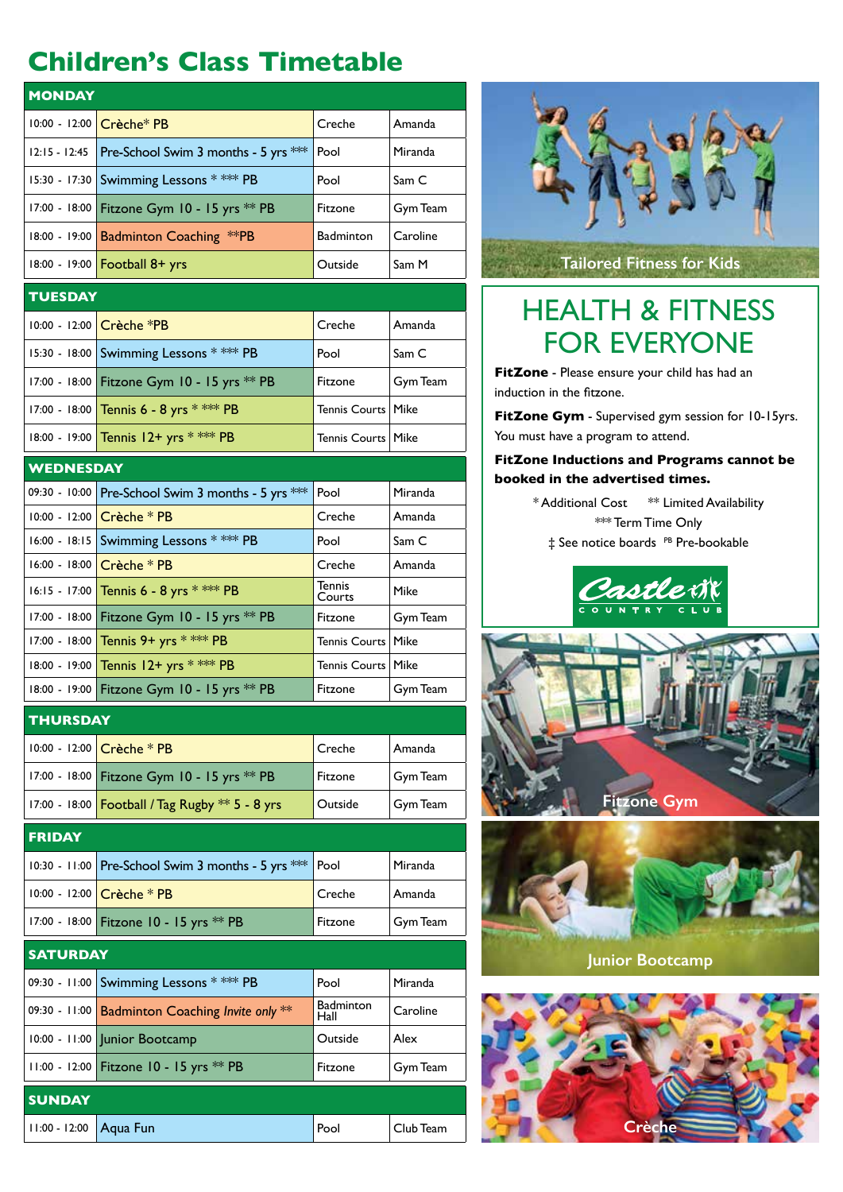# Children's Class Timetable

## MONDAY

| | | | |
|---|---|---|---|
| 10:00 - 12:00 | Crèche* PB | Creche | Amanda |
| 12:15 - 12:45 | Pre-School Swim 3 months - 5 yrs *** | Pool | Miranda |
| 15:30 - 17:30 | Swimming Lessons * *** PB | Pool | Sam C |
| 17:00 - 18:00 | Fitzone Gym 10 - 15 yrs ** PB | Fitzone | Gym Team |
| 18:00 - 19:00 | Badminton Coaching **PB | Badminton | Caroline |
| 18:00 - 19:00 | Football 8+ yrs | Outside | Sam M |

## TUESDAY

| | | | |
|---|---|---|---|
| 10:00 - 12:00 | Crèche *PB | Creche | Amanda |
| 15:30 - 18:00 | Swimming Lessons * *** PB | Pool | Sam C |
| 17:00 - 18:00 | Fitzone Gym 10 - 15 yrs ** PB | Fitzone | Gym Team |
| 17:00 - 18:00 | Tennis 6 - 8 yrs * *** PB | Tennis Courts | Mike |
| 18:00 - 19:00 | Tennis 12+ yrs * *** PB | Tennis Courts | Mike |

## WEDNESDAY

| | | | |
|---|---|---|---|
| 09:30 - 10:00 | Pre-School Swim 3 months - 5 yrs *** | Pool | Miranda |
| 10:00 - 12:00 | Crèche * PB | Creche | Amanda |
| 16:00 - 18:15 | Swimming Lessons * *** PB | Pool | Sam C |
| 16:00 - 18:00 | Crèche * PB | Creche | Amanda |
| 16:15 - 17:00 | Tennis 6 - 8 yrs * *** PB | Tennis Courts | Mike |
| 17:00 - 18:00 | Fitzone Gym 10 - 15 yrs ** PB | Fitzone | Gym Team |
| 17:00 - 18:00 | Tennis 9+ yrs * *** PB | Tennis Courts | Mike |
| 18:00 - 19:00 | Tennis 12+ yrs * *** PB | Tennis Courts | Mike |
| 18:00 - 19:00 | Fitzone Gym 10 - 15 yrs ** PB | Fitzone | Gym Team |

## THURSDAY

| | | | |
|---|---|---|---|
| 10:00 - 12:00 | Crèche * PB | Creche | Amanda |
| 17:00 - 18:00 | Fitzone Gym 10 - 15 yrs ** PB | Fitzone | Gym Team |
| 17:00 - 18:00 | Football / Tag Rugby ** 5 - 8 yrs | Outside | Gym Team |

## FRIDAY

| | | | |
|---|---|---|---|
| 10:30 - 11:00 | Pre-School Swim 3 months - 5 yrs *** | Pool | Miranda |
| 10:00 - 12:00 | Crèche * PB | Creche | Amanda |
| 17:00 - 18:00 | Fitzone 10 - 15 yrs ** PB | Fitzone | Gym Team |

## SATURDAY

| | | | |
|---|---|---|---|
| 09:30 - 11:00 | Swimming Lessons * *** PB | Pool | Miranda |
| 09:30 - 11:00 | Badminton Coaching *Invite only* ** | Badminton Hall | Caroline |
| 10:00 - 11:00 | Junior Bootcamp | Outside | Alex |
| 11:00 - 12:00 | Fitzone 10 - 15 yrs ** PB | Fitzone | Gym Team |

## SUNDAY

| | | | |
|---|---|---|---|
| 11:00 - 12:00 | Aqua Fun | Pool | Club Team |

Tailored Fitness for Kids

# HEALTH & FITNESS FOR EVERYONE

**FitZone** - Please ensure your child has had an induction in the fitzone.

**FitZone Gym** - Supervised gym session for 10-15yrs. You must have a program to attend.

**FitZone Inductions and Programs cannot be booked in the advertised times.**

\* Additional Cost ** Limited Availability

*** Term Time Only

‡ See notice boards PB Pre-bookable

Castle COUNTRY CLUB

Fitzone Gym

Junior Bootcamp

Crèche